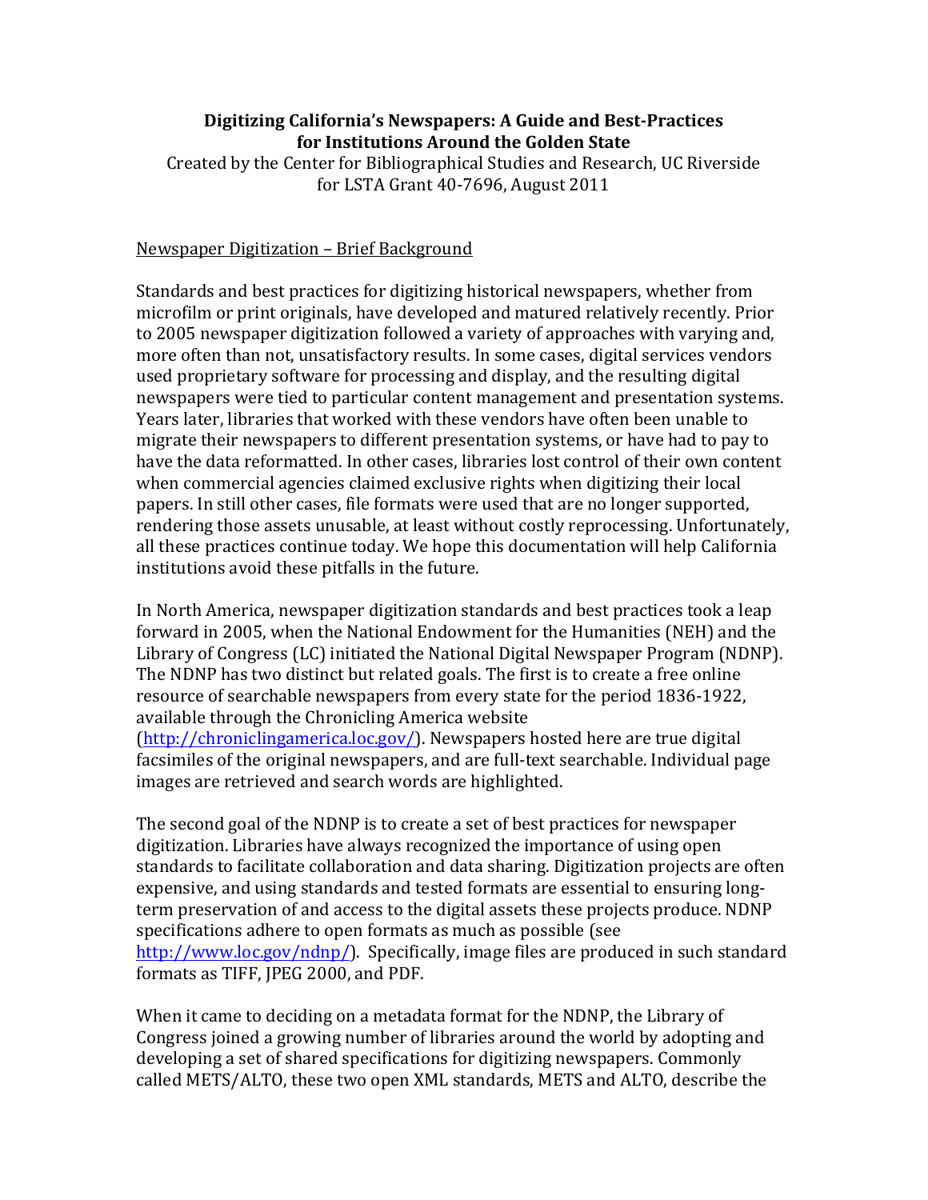# Digitizing California's Newspapers: A Guide and Best-Practices for Institutions Around the Golden State

Created by the Center for Bibliographical Studies and Research, UC Riverside for LSTA Grant 40-7696, August 2011

## Newspaper Digitization – Brief Background

Standards and best practices for digitizing historical newspapers, whether from microfilm or print originals, have developed and matured relatively recently. Prior to 2005 newspaper digitization followed a variety of approaches with varying and, more often than not, unsatisfactory results. In some cases, digital services vendors used proprietary software for processing and display, and the resulting digital newspapers were tied to particular content management and presentation systems. Years later, libraries that worked with these vendors have often been unable to migrate their newspapers to different presentation systems, or have had to pay to have the data reformatted. In other cases, libraries lost control of their own content when commercial agencies claimed exclusive rights when digitizing their local papers. In still other cases, file formats were used that are no longer supported, rendering those assets unusable, at least without costly reprocessing. Unfortunately, all these practices continue today. We hope this documentation will help California institutions avoid these pitfalls in the future.

In North America, newspaper digitization standards and best practices took a leap forward in 2005, when the National Endowment for the Humanities (NEH) and the Library of Congress (LC) initiated the National Digital Newspaper Program (NDNP). The NDNP has two distinct but related goals. The first is to create a free online resource of searchable newspapers from every state for the period 1836-1922, available through the Chronicling America website (http://chroniclingamerica.loc.gov/). Newspapers hosted here are true digital facsimiles of the original newspapers, and are full-text searchable. Individual page images are retrieved and search words are highlighted.

The second goal of the NDNP is to create a set of best practices for newspaper digitization. Libraries have always recognized the importance of using open standards to facilitate collaboration and data sharing. Digitization projects are often expensive, and using standards and tested formats are essential to ensuring long-term preservation of and access to the digital assets these projects produce. NDNP specifications adhere to open formats as much as possible (see http://www.loc.gov/ndnp/). Specifically, image files are produced in such standard formats as TIFF, JPEG 2000, and PDF.

When it came to deciding on a metadata format for the NDNP, the Library of Congress joined a growing number of libraries around the world by adopting and developing a set of shared specifications for digitizing newspapers. Commonly called METS/ALTO, these two open XML standards, METS and ALTO, describe the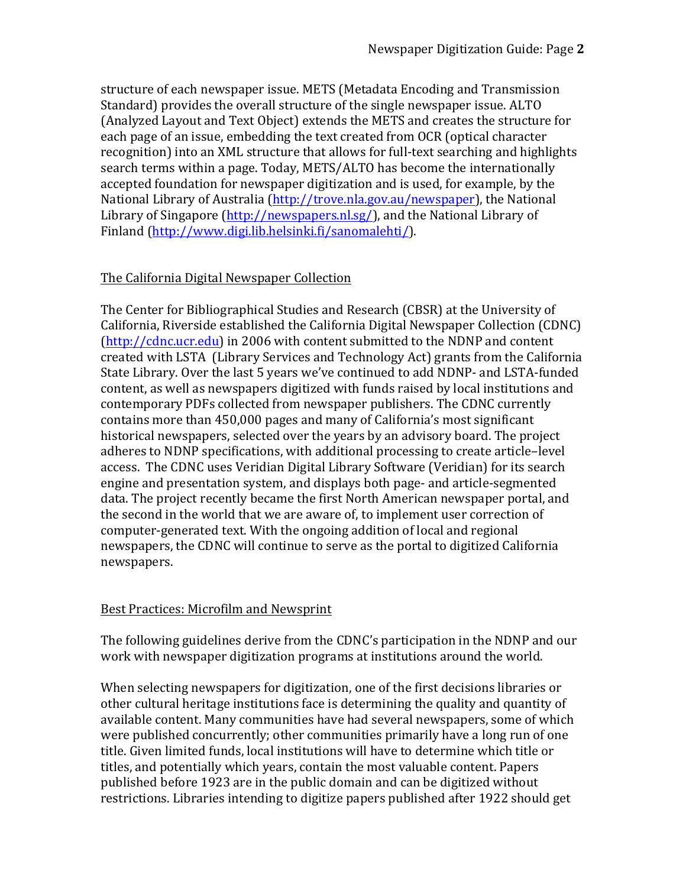structure of each newspaper issue. METS (Metadata Encoding and Transmission Standard) provides the overall structure of the single newspaper issue. ALTO (Analyzed Layout and Text Object) extends the METS and creates the structure for each page of an issue, embedding the text created from OCR (optical character recognition) into an XML structure that allows for full-text searching and highlights search terms within a page. Today, METS/ALTO has become the internationally accepted foundation for newspaper digitization and is used, for example, by the National Library of Australia (http://trove.nla.gov.au/newspaper), the National Library of Singapore (http://newspapers.nl.sg/), and the National Library of Finland (http://www.digi.lib.helsinki.fi/sanomalehti/).

## The California Digital Newspaper Collection

The Center for Bibliographical Studies and Research (CBSR) at the University of California, Riverside established the California Digital Newspaper Collection (CDNC) (http://cdnc.ucr.edu) in 2006 with content submitted to the NDNP and content created with LSTA (Library Services and Technology Act) grants from the California State Library. Over the last 5 years we've continued to add NDNP- and LSTA-funded content, as well as newspapers digitized with funds raised by local institutions and contemporary PDFs collected from newspaper publishers. The CDNC currently contains more than 450,000 pages and many of California's most significant historical newspapers, selected over the years by an advisory board. The project adheres to NDNP specifications, with additional processing to create article–level access. The CDNC uses Veridian Digital Library Software (Veridian) for its search engine and presentation system, and displays both page- and article-segmented data. The project recently became the first North American newspaper portal, and the second in the world that we are aware of, to implement user correction of computer-generated text. With the ongoing addition of local and regional newspapers, the CDNC will continue to serve as the portal to digitized California newspapers.

## Best Practices: Microfilm and Newsprint

The following guidelines derive from the CDNC's participation in the NDNP and our work with newspaper digitization programs at institutions around the world.

When selecting newspapers for digitization, one of the first decisions libraries or other cultural heritage institutions face is determining the quality and quantity of available content. Many communities have had several newspapers, some of which were published concurrently; other communities primarily have a long run of one title. Given limited funds, local institutions will have to determine which title or titles, and potentially which years, contain the most valuable content. Papers published before 1923 are in the public domain and can be digitized without restrictions. Libraries intending to digitize papers published after 1922 should get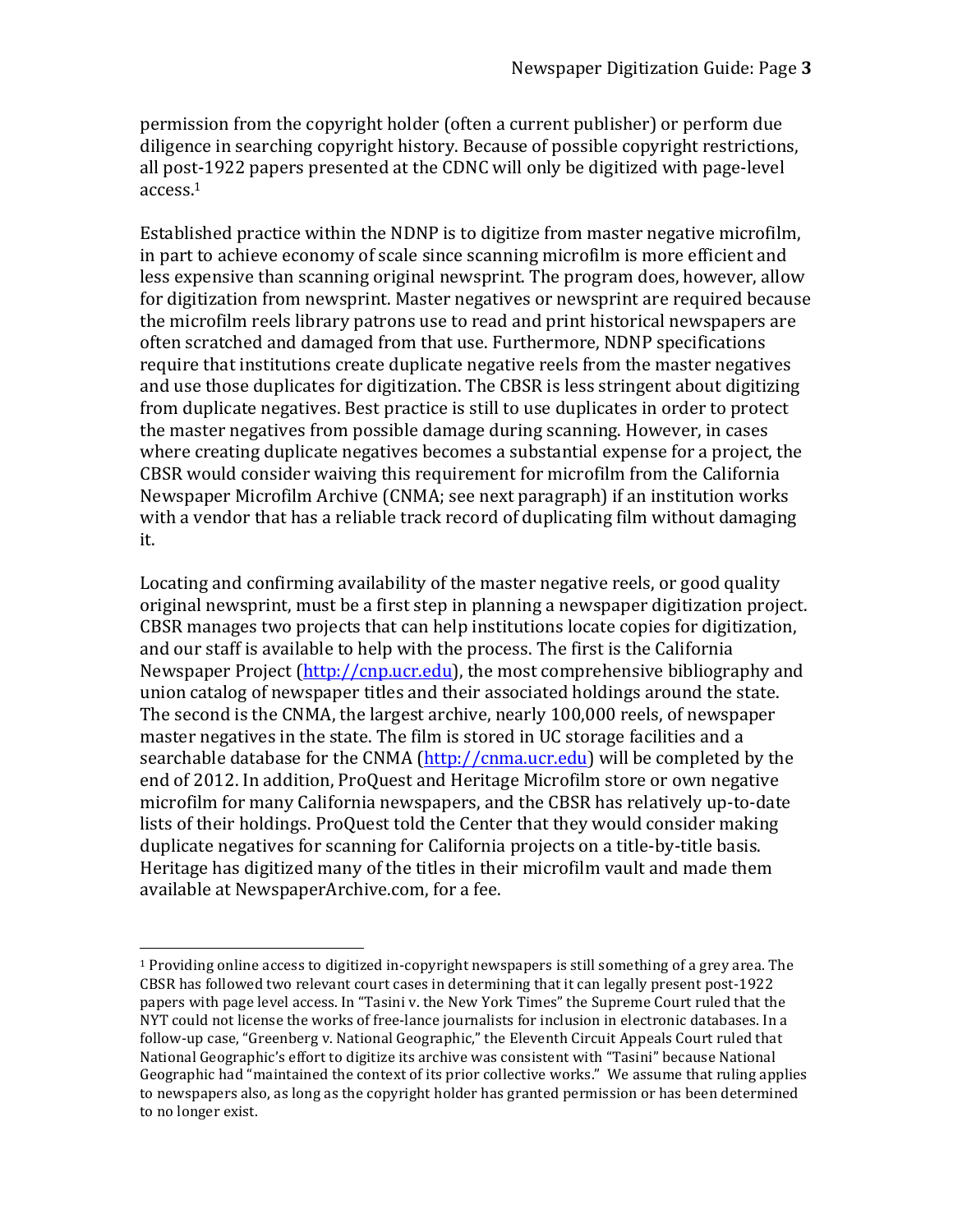permission from the copyright holder (often a current publisher) or perform due diligence in searching copyright history. Because of possible copyright restrictions, all post-1922 papers presented at the CDNC will only be digitized with page-level access.[1]

Established practice within the NDNP is to digitize from master negative microfilm, in part to achieve economy of scale since scanning microfilm is more efficient and less expensive than scanning original newsprint. The program does, however, allow for digitization from newsprint. Master negatives or newsprint are required because the microfilm reels library patrons use to read and print historical newspapers are often scratched and damaged from that use. Furthermore, NDNP specifications require that institutions create duplicate negative reels from the master negatives and use those duplicates for digitization. The CBSR is less stringent about digitizing from duplicate negatives. Best practice is still to use duplicates in order to protect the master negatives from possible damage during scanning. However, in cases where creating duplicate negatives becomes a substantial expense for a project, the CBSR would consider waiving this requirement for microfilm from the California Newspaper Microfilm Archive (CNMA; see next paragraph) if an institution works with a vendor that has a reliable track record of duplicating film without damaging it.

Locating and confirming availability of the master negative reels, or good quality original newsprint, must be a first step in planning a newspaper digitization project. CBSR manages two projects that can help institutions locate copies for digitization, and our staff is available to help with the process. The first is the California Newspaper Project ([http://cnp.ucr.edu](http://cnp.ucr.edu)), the most comprehensive bibliography and union catalog of newspaper titles and their associated holdings around the state. The second is the CNMA, the largest archive, nearly 100,000 reels, of newspaper master negatives in the state. The film is stored in UC storage facilities and a searchable database for the CNMA ([http://cnma.ucr.edu](http://cnma.ucr.edu)) will be completed by the end of 2012. In addition, ProQuest and Heritage Microfilm store or own negative microfilm for many California newspapers, and the CBSR has relatively up-to-date lists of their holdings. ProQuest told the Center that they would consider making duplicate negatives for scanning for California projects on a title-by-title basis. Heritage has digitized many of the titles in their microfilm vault and made them available at NewspaperArchive.com, for a fee.

---

[1] Providing online access to digitized in-copyright newspapers is still something of a grey area. The CBSR has followed two relevant court cases in determining that it can legally present post-1922 papers with page level access. In "Tasini v. the New York Times" the Supreme Court ruled that the NYT could not license the works of free-lance journalists for inclusion in electronic databases. In a follow-up case, "Greenberg v. National Geographic," the Eleventh Circuit Appeals Court ruled that National Geographic's effort to digitize its archive was consistent with "Tasini" because National Geographic had "maintained the context of its prior collective works." We assume that ruling applies to newspapers also, as long as the copyright holder has granted permission or has been determined to no longer exist.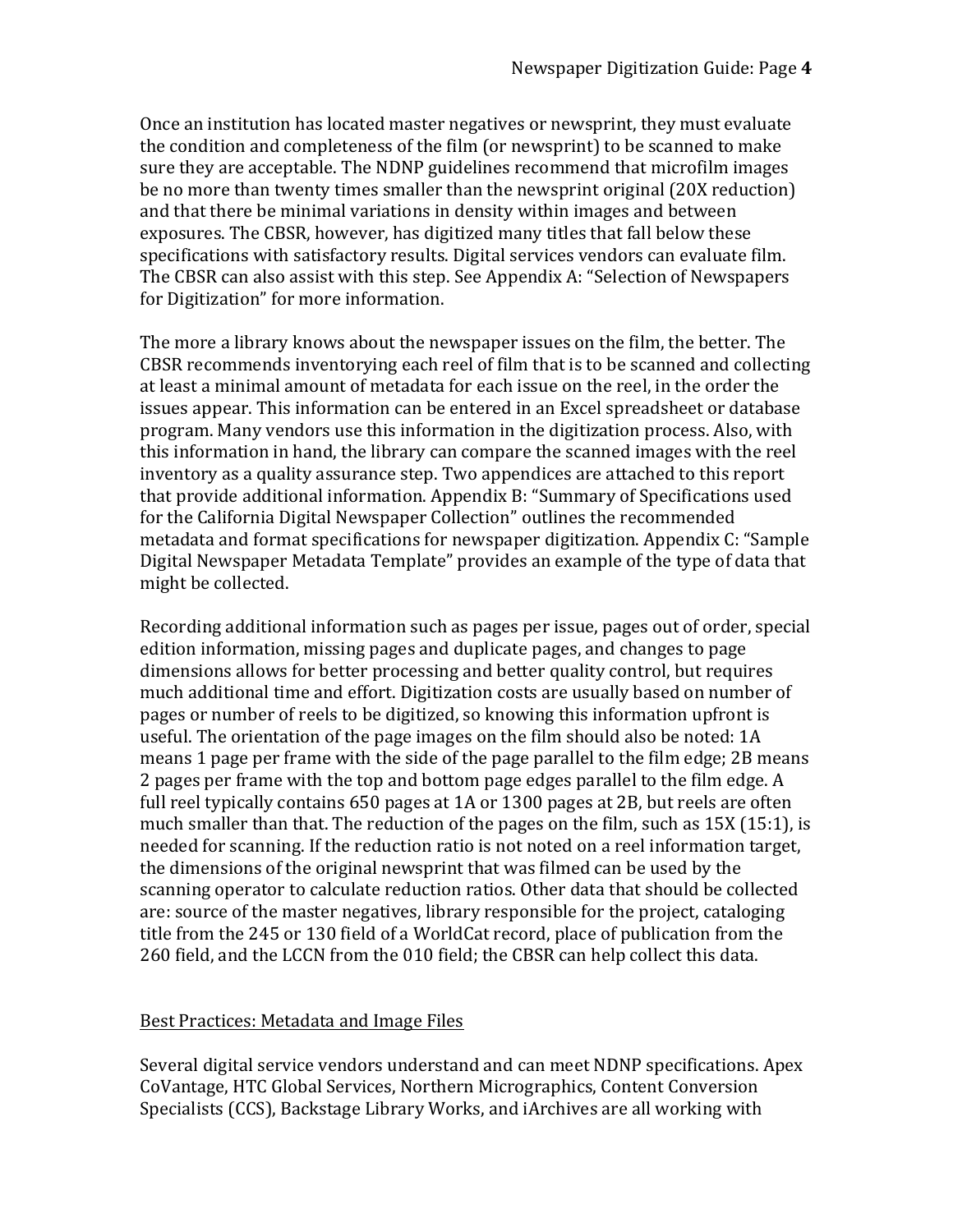Once an institution has located master negatives or newsprint, they must evaluate the condition and completeness of the film (or newsprint) to be scanned to make sure they are acceptable. The NDNP guidelines recommend that microfilm images be no more than twenty times smaller than the newsprint original (20X reduction) and that there be minimal variations in density within images and between exposures. The CBSR, however, has digitized many titles that fall below these specifications with satisfactory results. Digital services vendors can evaluate film. The CBSR can also assist with this step. See Appendix A: "Selection of Newspapers for Digitization" for more information.

The more a library knows about the newspaper issues on the film, the better. The CBSR recommends inventorying each reel of film that is to be scanned and collecting at least a minimal amount of metadata for each issue on the reel, in the order the issues appear. This information can be entered in an Excel spreadsheet or database program. Many vendors use this information in the digitization process. Also, with this information in hand, the library can compare the scanned images with the reel inventory as a quality assurance step. Two appendices are attached to this report that provide additional information. Appendix B: "Summary of Specifications used for the California Digital Newspaper Collection" outlines the recommended metadata and format specifications for newspaper digitization. Appendix C: "Sample Digital Newspaper Metadata Template" provides an example of the type of data that might be collected.

Recording additional information such as pages per issue, pages out of order, special edition information, missing pages and duplicate pages, and changes to page dimensions allows for better processing and better quality control, but requires much additional time and effort. Digitization costs are usually based on number of pages or number of reels to be digitized, so knowing this information upfront is useful. The orientation of the page images on the film should also be noted: 1A means 1 page per frame with the side of the page parallel to the film edge; 2B means 2 pages per frame with the top and bottom page edges parallel to the film edge. A full reel typically contains 650 pages at 1A or 1300 pages at 2B, but reels are often much smaller than that. The reduction of the pages on the film, such as 15X (15:1), is needed for scanning. If the reduction ratio is not noted on a reel information target, the dimensions of the original newsprint that was filmed can be used by the scanning operator to calculate reduction ratios. Other data that should be collected are: source of the master negatives, library responsible for the project, cataloging title from the 245 or 130 field of a WorldCat record, place of publication from the 260 field, and the LCCN from the 010 field; the CBSR can help collect this data.

## Best Practices: Metadata and Image Files

Several digital service vendors understand and can meet NDNP specifications. Apex CoVantage, HTC Global Services, Northern Micrographics, Content Conversion Specialists (CCS), Backstage Library Works, and iArchives are all working with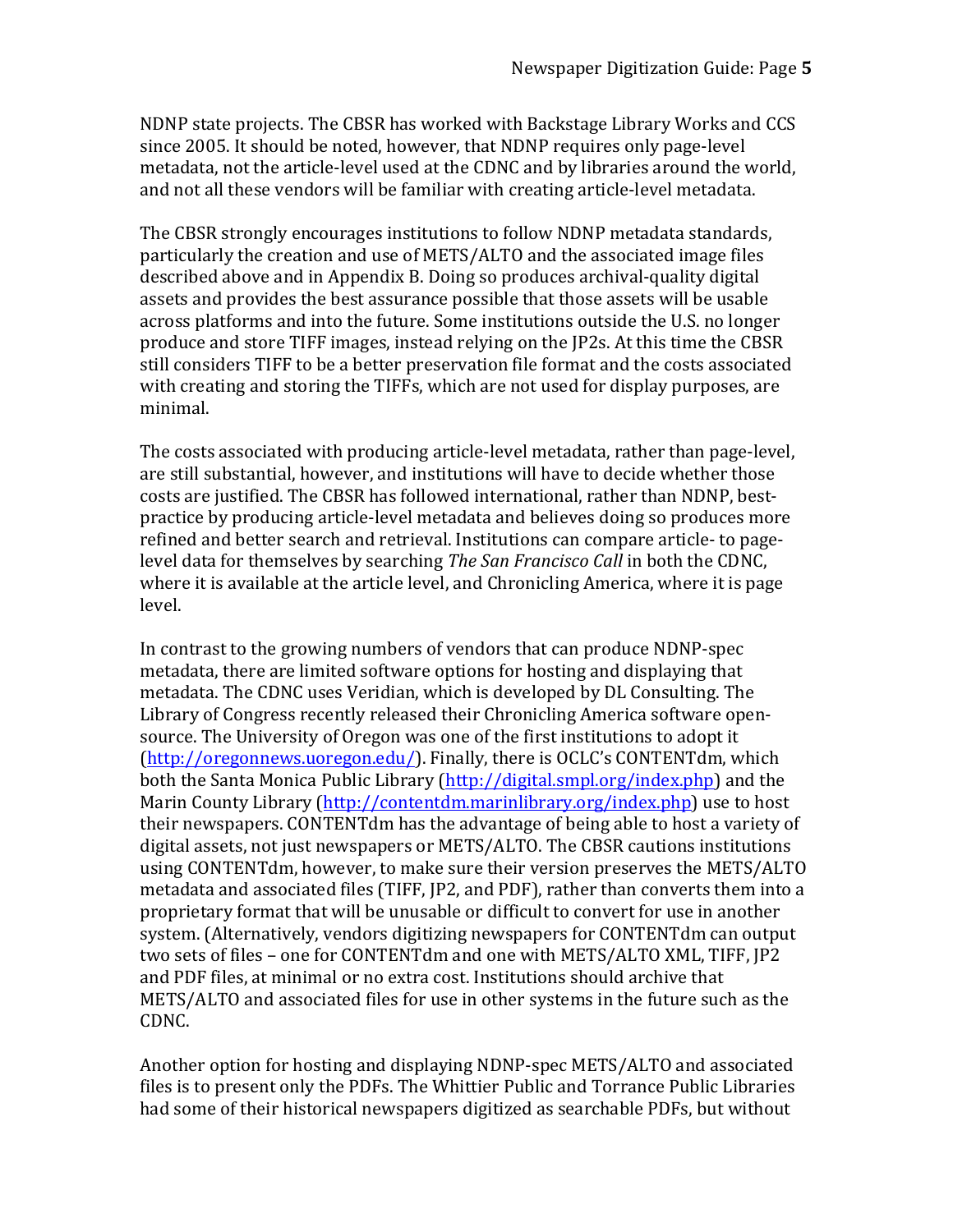NDNP state projects. The CBSR has worked with Backstage Library Works and CCS since 2005. It should be noted, however, that NDNP requires only page-level metadata, not the article-level used at the CDNC and by libraries around the world, and not all these vendors will be familiar with creating article-level metadata.

The CBSR strongly encourages institutions to follow NDNP metadata standards, particularly the creation and use of METS/ALTO and the associated image files described above and in Appendix B. Doing so produces archival-quality digital assets and provides the best assurance possible that those assets will be usable across platforms and into the future. Some institutions outside the U.S. no longer produce and store TIFF images, instead relying on the JP2s. At this time the CBSR still considers TIFF to be a better preservation file format and the costs associated with creating and storing the TIFFs, which are not used for display purposes, are minimal.

The costs associated with producing article-level metadata, rather than page-level, are still substantial, however, and institutions will have to decide whether those costs are justified. The CBSR has followed international, rather than NDNP, best-practice by producing article-level metadata and believes doing so produces more refined and better search and retrieval. Institutions can compare article- to page-level data for themselves by searching *The San Francisco Call* in both the CDNC, where it is available at the article level, and Chronicling America, where it is page level.

In contrast to the growing numbers of vendors that can produce NDNP-spec metadata, there are limited software options for hosting and displaying that metadata. The CDNC uses Veridian, which is developed by DL Consulting. The Library of Congress recently released their Chronicling America software open-source. The University of Oregon was one of the first institutions to adopt it (http://oregonnews.uoregon.edu/). Finally, there is OCLC's CONTENTdm, which both the Santa Monica Public Library (http://digital.smpl.org/index.php) and the Marin County Library (http://contentdm.marinlibrary.org/index.php) use to host their newspapers. CONTENTdm has the advantage of being able to host a variety of digital assets, not just newspapers or METS/ALTO. The CBSR cautions institutions using CONTENTdm, however, to make sure their version preserves the METS/ALTO metadata and associated files (TIFF, JP2, and PDF), rather than converts them into a proprietary format that will be unusable or difficult to convert for use in another system. (Alternatively, vendors digitizing newspapers for CONTENTdm can output two sets of files – one for CONTENTdm and one with METS/ALTO XML, TIFF, JP2 and PDF files, at minimal or no extra cost. Institutions should archive that METS/ALTO and associated files for use in other systems in the future such as the CDNC.

Another option for hosting and displaying NDNP-spec METS/ALTO and associated files is to present only the PDFs. The Whittier Public and Torrance Public Libraries had some of their historical newspapers digitized as searchable PDFs, but without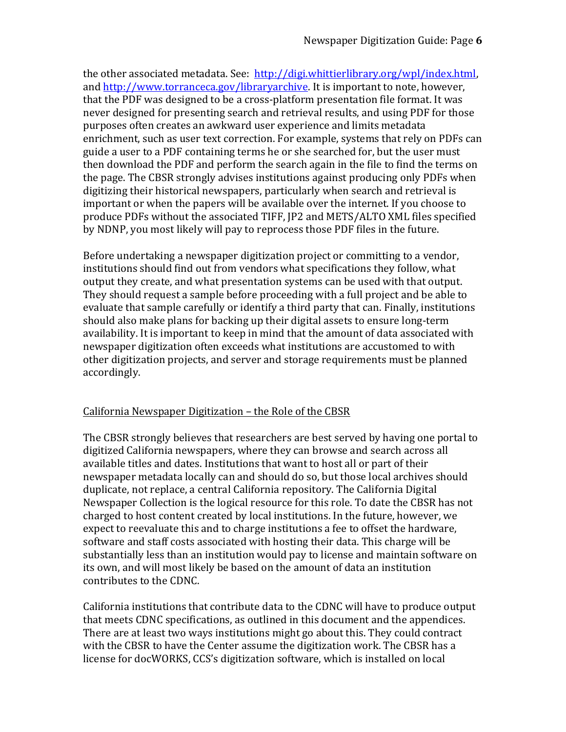the other associated metadata. See: [http://digi.whittierlibrary.org/wpl/index.html](http://digi.whittierlibrary.org/wpl/index.html), and [http://www.torranceca.gov/libraryarchive](http://www.torranceca.gov/libraryarchive). It is important to note, however, that the PDF was designed to be a cross-platform presentation file format. It was never designed for presenting search and retrieval results, and using PDF for those purposes often creates an awkward user experience and limits metadata enrichment, such as user text correction. For example, systems that rely on PDFs can guide a user to a PDF containing terms he or she searched for, but the user must then download the PDF and perform the search again in the file to find the terms on the page. The CBSR strongly advises institutions against producing only PDFs when digitizing their historical newspapers, particularly when search and retrieval is important or when the papers will be available over the internet. If you choose to produce PDFs without the associated TIFF, JP2 and METS/ALTO XML files specified by NDNP, you most likely will pay to reprocess those PDF files in the future.

Before undertaking a newspaper digitization project or committing to a vendor, institutions should find out from vendors what specifications they follow, what output they create, and what presentation systems can be used with that output. They should request a sample before proceeding with a full project and be able to evaluate that sample carefully or identify a third party that can. Finally, institutions should also make plans for backing up their digital assets to ensure long-term availability. It is important to keep in mind that the amount of data associated with newspaper digitization often exceeds what institutions are accustomed to with other digitization projects, and server and storage requirements must be planned accordingly.

## California Newspaper Digitization – the Role of the CBSR

The CBSR strongly believes that researchers are best served by having one portal to digitized California newspapers, where they can browse and search across all available titles and dates. Institutions that want to host all or part of their newspaper metadata locally can and should do so, but those local archives should duplicate, not replace, a central California repository. The California Digital Newspaper Collection is the logical resource for this role. To date the CBSR has not charged to host content created by local institutions. In the future, however, we expect to reevaluate this and to charge institutions a fee to offset the hardware, software and staff costs associated with hosting their data. This charge will be substantially less than an institution would pay to license and maintain software on its own, and will most likely be based on the amount of data an institution contributes to the CDNC.

California institutions that contribute data to the CDNC will have to produce output that meets CDNC specifications, as outlined in this document and the appendices. There are at least two ways institutions might go about this. They could contract with the CBSR to have the Center assume the digitization work. The CBSR has a license for docWORKS, CCS's digitization software, which is installed on local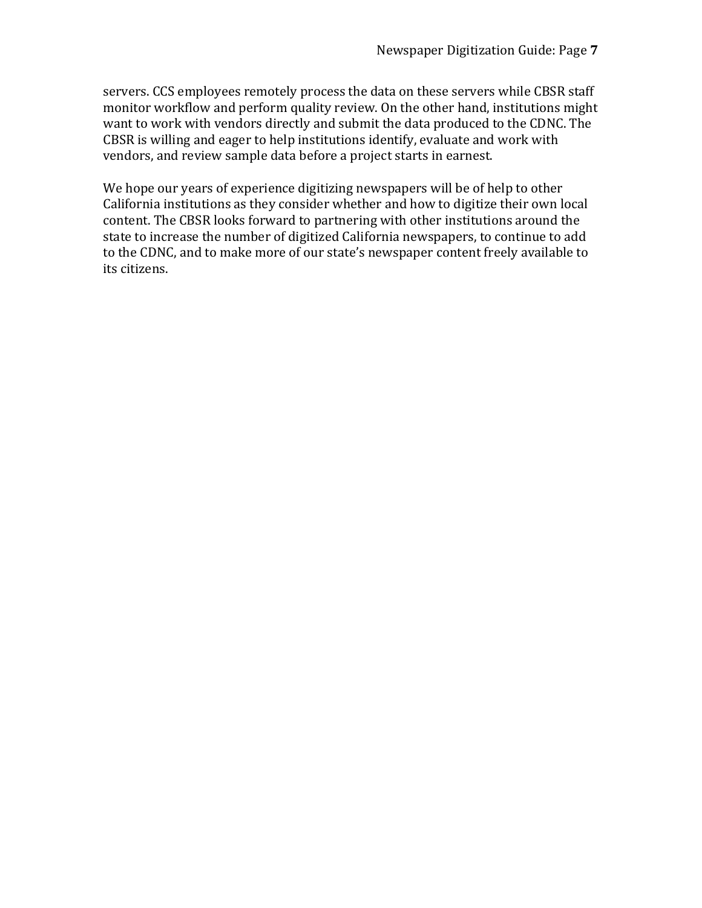servers. CCS employees remotely process the data on these servers while CBSR staff monitor workflow and perform quality review. On the other hand, institutions might want to work with vendors directly and submit the data produced to the CDNC. The CBSR is willing and eager to help institutions identify, evaluate and work with vendors, and review sample data before a project starts in earnest.

We hope our years of experience digitizing newspapers will be of help to other California institutions as they consider whether and how to digitize their own local content. The CBSR looks forward to partnering with other institutions around the state to increase the number of digitized California newspapers, to continue to add to the CDNC, and to make more of our state's newspaper content freely available to its citizens.